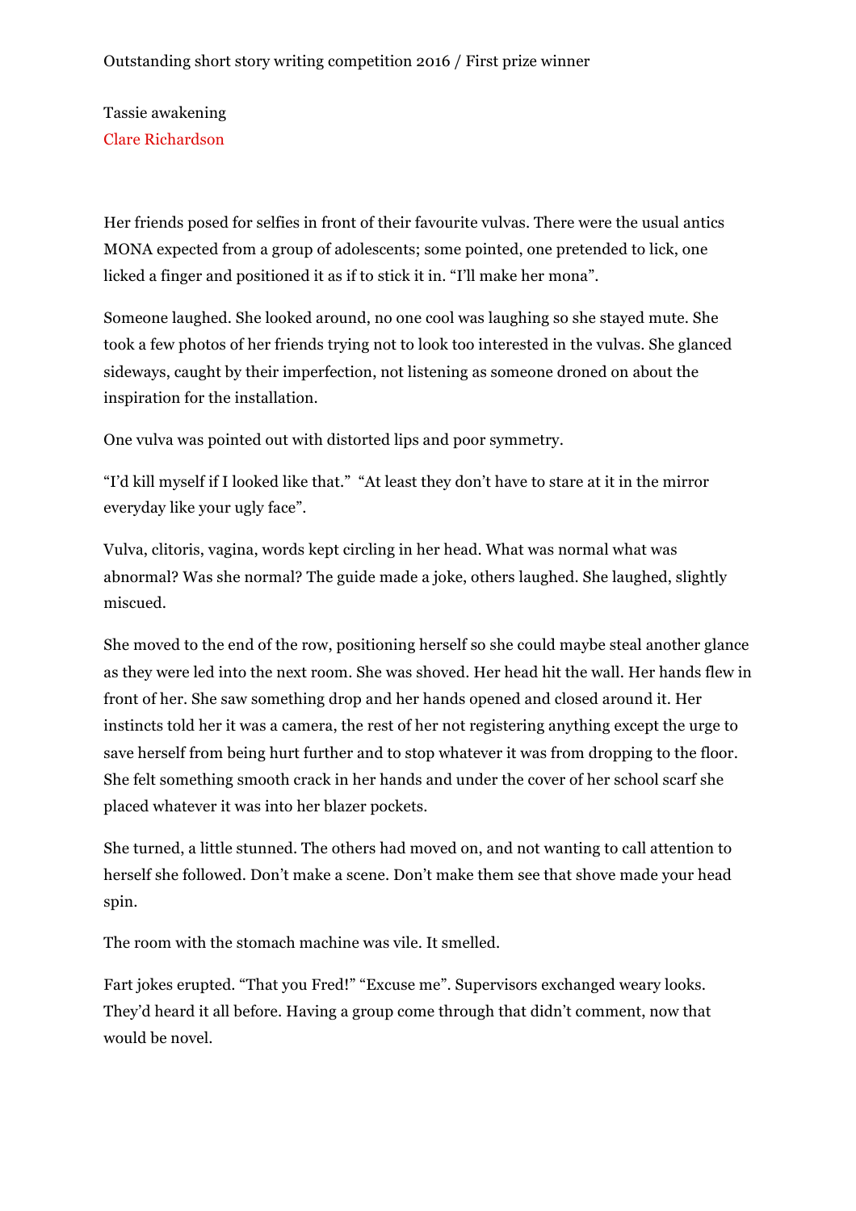Outstanding short story writing competition 2016 / First prize winner

# Tassie awakening

Clare Richardson

Her friends posed for selfies in front of their favourite vulvas. There were the usual antics MONA expected from a group of adolescents; some pointed, one pretended to lick, one licked a finger and positioned it as if to stick it in. "I'll make her mona".

Someone laughed. She looked around, no one cool was laughing so she stayed mute. She took a few photos of her friends trying not to look too interested in the vulvas. She glanced sideways, caught by their imperfection, not listening as someone droned on about the inspiration for the installation.

One vulva was pointed out with distorted lips and poor symmetry.

"I'd kill myself if I looked like that." "At least they don't have to stare at it in the mirror everyday like your ugly face".

Vulva, clitoris, vagina, words kept circling in her head. What was normal what was abnormal? Was she normal? The guide made a joke, others laughed. She laughed, slightly miscued.

She moved to the end of the row, positioning herself so she could maybe steal another glance as they were led into the next room. She was shoved. Her head hit the wall. Her hands flew in front of her. She saw something drop and her hands opened and closed around it. Her instincts told her it was a camera, the rest of her not registering anything except the urge to save herself from being hurt further and to stop whatever it was from dropping to the floor. She felt something smooth crack in her hands and under the cover of her school scarf she placed whatever it was into her blazer pockets.

She turned, a little stunned. The others had moved on, and not wanting to call attention to herself she followed. Don't make a scene. Don't make them see that shove made your head spin.

The room with the stomach machine was vile. It smelled.

Fart jokes erupted. "That you Fred!" "Excuse me". Supervisors exchanged weary looks. They'd heard it all before. Having a group come through that didn't comment, now that would be novel.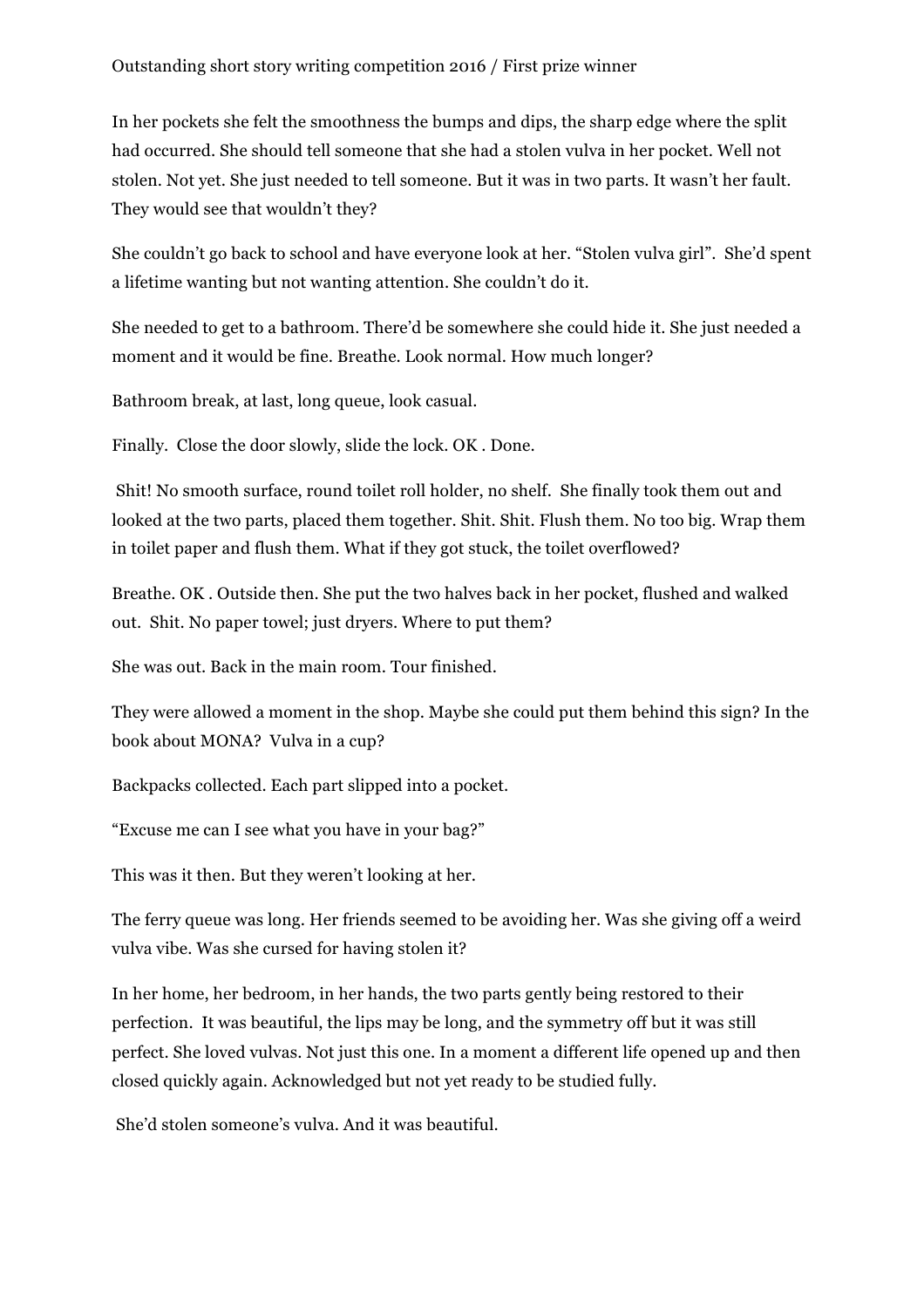In her pockets she felt the smoothness the bumps and dips, the sharp edge where the split had occurred. She should tell someone that she had a stolen vulva in her pocket. Well not stolen. Not yet. She just needed to tell someone. But it was in two parts. It wasn't her fault. They would see that wouldn't they?

She couldn't go back to school and have everyone look at her. "Stolen vulva girl". She'd spent a lifetime wanting but not wanting attention. She couldn't do it.

She needed to get to a bathroom. There'd be somewhere she could hide it. She just needed a moment and it would be fine. Breathe. Look normal. How much longer?

Bathroom break, at last, long queue, look casual.

Finally. Close the door slowly, slide the lock. OK . Done.

Shit! No smooth surface, round toilet roll holder, no shelf. She finally took them out and looked at the two parts, placed them together. Shit. Shit. Flush them. No too big. Wrap them in toilet paper and flush them. What if they got stuck, the toilet overflowed?

Breathe. OK . Outside then. She put the two halves back in her pocket, flushed and walked out. Shit. No paper towel; just dryers. Where to put them?

She was out. Back in the main room. Tour finished.

They were allowed a moment in the shop. Maybe she could put them behind this sign? In the book about MONA? Vulva in a cup?

Backpacks collected. Each part slipped into a pocket.

"Excuse me can I see what you have in your bag?"

This was it then. But they weren't looking at her.

The ferry queue was long. Her friends seemed to be avoiding her. Was she giving off a weird vulva vibe. Was she cursed for having stolen it?

In her home, her bedroom, in her hands, the two parts gently being restored to their perfection. It was beautiful, the lips may be long, and the symmetry off but it was still perfect. She loved vulvas. Not just this one. In a moment a different life opened up and then closed quickly again. Acknowledged but not yet ready to be studied fully.

She'd stolen someone's vulva. And it was beautiful.